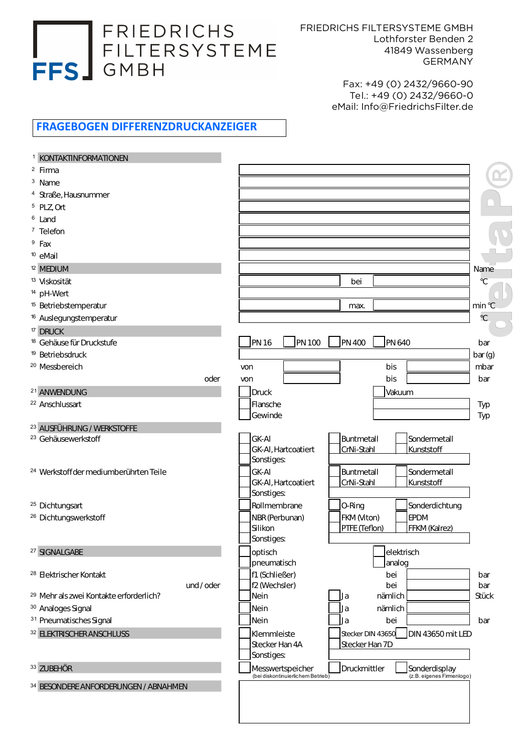**FRIEDRICHS FILTERSYSTEME GMBH**

FRIEDRICHS FILTERSYSTEME GMBH
Lothforster Benden 2
41849 Wassenberg
GERMANY

Fax: +49 (0) 2432/9660-90
Tel.: +49 (0) 2432/9660-0
eMail: Info@FriedrichsFilter.de

# FRAGEBOGEN DIFFERENZDRUCKANZEIGER

| Nr. | Feld | Eingabe / Optionen | Einheit |
|---|---|---|---|
| 1 | **KONTAKTINFORMATIONEN** | | |
| 2 | Firma | | |
| 3 | Name | | |
| 4 | Straße, Hausnummer | | |
| 5 | PLZ, Ort | | |
| 6 | Land | | |
| 7 | Telefon | | |
| 9 | Fax | | |
| 10 | eMail | | |
| 12 | **MEDIUM** | | Name |
| 13 | Viskosität | ___ bei ___ | °C |
| 14 | pH-Wert | | |
| 15 | Betriebstemperatur | ___ max. ___ | min °C |
| 16 | Auslegungstemperatur | | °C |
| 17 | **DRUCK** | | |
| 18 | Gehäuse für Druckstufe | ☐ PN 16 ☐ PN 100 ☐ PN 400 ☐ PN 640 | bar |
| 19 | Betriebsdruck | | bar (g) |
| 20 | Messbereich | von ___ bis ___ | mbar |
| | oder | von ___ bis ___ | bar |
| 21 | **ANWENDUNG** | ☐ Druck ☐ Vakuum | |
| 22 | Anschlussart | ☐ Flansche ___ | Typ |
| | | ☐ Gewinde ___ | Typ |
| 23 | **AUSFÜHRUNG / WERKSTOFFE** | | |
| 23 | Gehäusewerkstoff | ☐ GK-Al ☐ Buntmetall ☐ Sondermetall | |
| | | ☐ GK-Al, Hartcoatiert ☐ CrNi-Stahl ☐ Kunststoff | |
| | | ☐ Sonstiges: ___ | |
| 24 | Werkstoff der mediumberührten Teile | ☐ GK-Al ☐ Buntmetall ☐ Sondermetall | |
| | | ☐ GK-Al, Hartcoatiert ☐ CrNi-Stahl ☐ Kunststoff | |
| | | ☐ Sonstiges: ___ | |
| 25 | Dichtungsart | ☐ Rollmembrane ☐ O-Ring ☐ Sonderdichtung | |
| 26 | Dichtungswerkstoff | ☐ NBR (Perbunan) ☐ FKM (Viton) ☐ EPDM | |
| | | ☐ Silikon ☐ PTFE (Teflon) ☐ FFKM (Kalrez) | |
| | | ☐ Sonstiges: ___ | |
| 27 | **SIGNALGABE** | ☐ optisch ☐ elektrisch | |
| | | ☐ pneumatisch ☐ analog | |
| 28 | Elektrischer Kontakt | ☐ f1 (Schließer) bei ___ | bar |
| | und / oder | ☐ f2 (Wechsler) bei ___ | bar |
| 29 | Mehr als zwei Kontakte erforderlich? | ☐ Nein ☐ Ja nämlich ___ | Stück |
| 30 | Analoges Signal | ☐ Nein ☐ Ja nämlich ___ | |
| 31 | Pneumatisches Signal | ☐ Nein ☐ Ja bei ___ | bar |
| 32 | **ELEKTRISCHER ANSCHLUSS** | ☐ Klemmleiste ☐ Stecker DIN 43650 ☐ DIN 43650 mit LED | |
| | | ☐ Stecker Han 4A ☐ Stecker Han 7D | |
| | | ☐ Sonstiges: ___ | |
| 33 | **ZUBEHÖR** | ☐ Messwertspeicher (bei diskontinuierlichem Betrieb) ☐ Druckmittler ☐ Sonderdisplay (z.B. eigenes Firmenlogo) | |
| 34 | **BESONDERE ANFORDERUNGEN / ABNAHMEN** | | |

deltaP®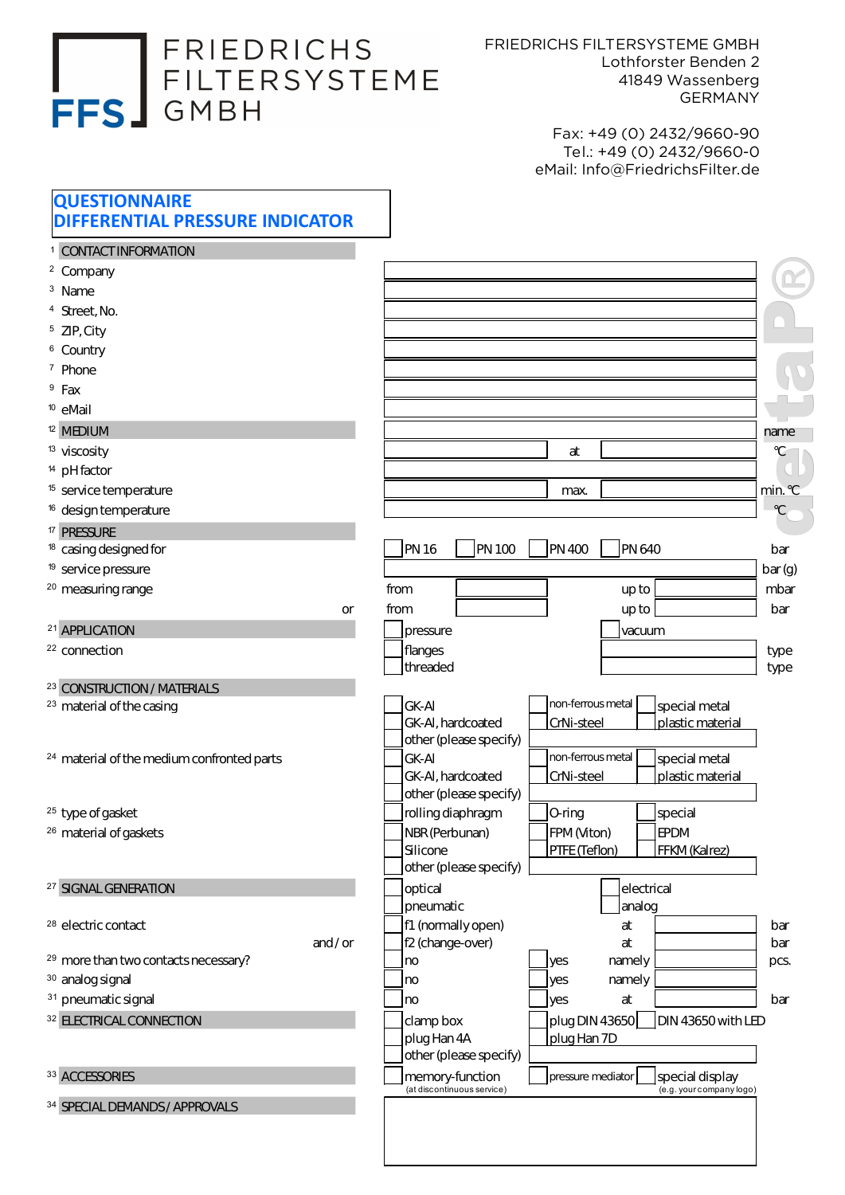**FFS** FRIEDRICHS FILTERSYSTEME GMBH

FRIEDRICHS FILTERSYSTEME GMBH
Lothforster Benden 2
41849 Wassenberg
GERMANY

Fax: +49 (0) 2432/9660-90
Tel.: +49 (0) 2432/9660-0
eMail: Info@FriedrichsFilter.de

# QUESTIONNAIRE
# DIFFERENTIAL PRESSURE INDICATOR

| | | |
|---|---|---|
| 1 CONTACT INFORMATION | | |
| 2 Company | | |
| 3 Name | | |
| 4 Street, No. | | |
| 5 ZIP, City | | |
| 6 Country | | |
| 7 Phone | | |
| 9 Fax | | |
| 10 eMail | | |
| 12 MEDIUM | | name |
| 13 viscosity | at | °C |
| 14 pH factor | | |
| 15 service temperature | max. | min. °C |
| 16 design temperature | | °C |
| 17 PRESSURE | | |
| 18 casing designed for | ☐ PN 16 ☐ PN 100 ☐ PN 400 ☐ PN 640 | bar |
| 19 service pressure | | bar (g) |
| 20 measuring range | from ___ up to ___ | mbar |
| or | from ___ up to ___ | bar |
| 21 APPLICATION | ☐ pressure ☐ vacuum | |
| 22 connection | ☐ flanges ___ | type |
| | ☐ threaded ___ | type |
| 23 CONSTRUCTION / MATERIALS | | |
| 23 material of the casing | ☐ GK-Al ☐ non-ferrous metal ☐ special metal | |
| | ☐ GK-Al, hardcoated ☐ CrNi-steel ☐ plastic material | |
| | ☐ other (please specify) ___ | |
| 24 material of the medium confronted parts | ☐ GK-Al ☐ non-ferrous metal ☐ special metal | |
| | ☐ GK-Al, hardcoated ☐ CrNi-steel ☐ plastic material | |
| | ☐ other (please specify) ___ | |
| 25 type of gasket | ☐ rolling diaphragm ☐ O-ring ☐ special | |
| 26 material of gaskets | ☐ NBR (Perbunan) ☐ FPM (Viton) ☐ EPDM | |
| | ☐ Silicone ☐ PTFE (Teflon) ☐ FFKM (Kalrez) | |
| | ☐ other (please specify) ___ | |
| 27 SIGNAL GENERATION | ☐ optical ☐ electrical | |
| | ☐ pneumatic ☐ analog | |
| 28 electric contact | ☐ f1 (normally open) at ___ | bar |
| and / or | ☐ f2 (change-over) at ___ | bar |
| 29 more than two contacts necessary? | ☐ no ☐ yes namely ___ | pcs. |
| 30 analog signal | ☐ no ☐ yes namely ___ | |
| 31 pneumatic signal | ☐ no ☐ yes at ___ | bar |
| 32 ELECTRICAL CONNECTION | ☐ clamp box ☐ plug DIN 43650 ☐ DIN 43650 with LED | |
| | ☐ plug Han 4A ☐ plug Han 7D | |
| | ☐ other (please specify) ___ | |
| 33 ACCESSORIES | ☐ memory-function (at discontinuous service) ☐ pressure mediator ☐ special display (e.g. your company logo) | |
| 34 SPECIAL DEMANDS / APPROVALS | | |

deltaP®